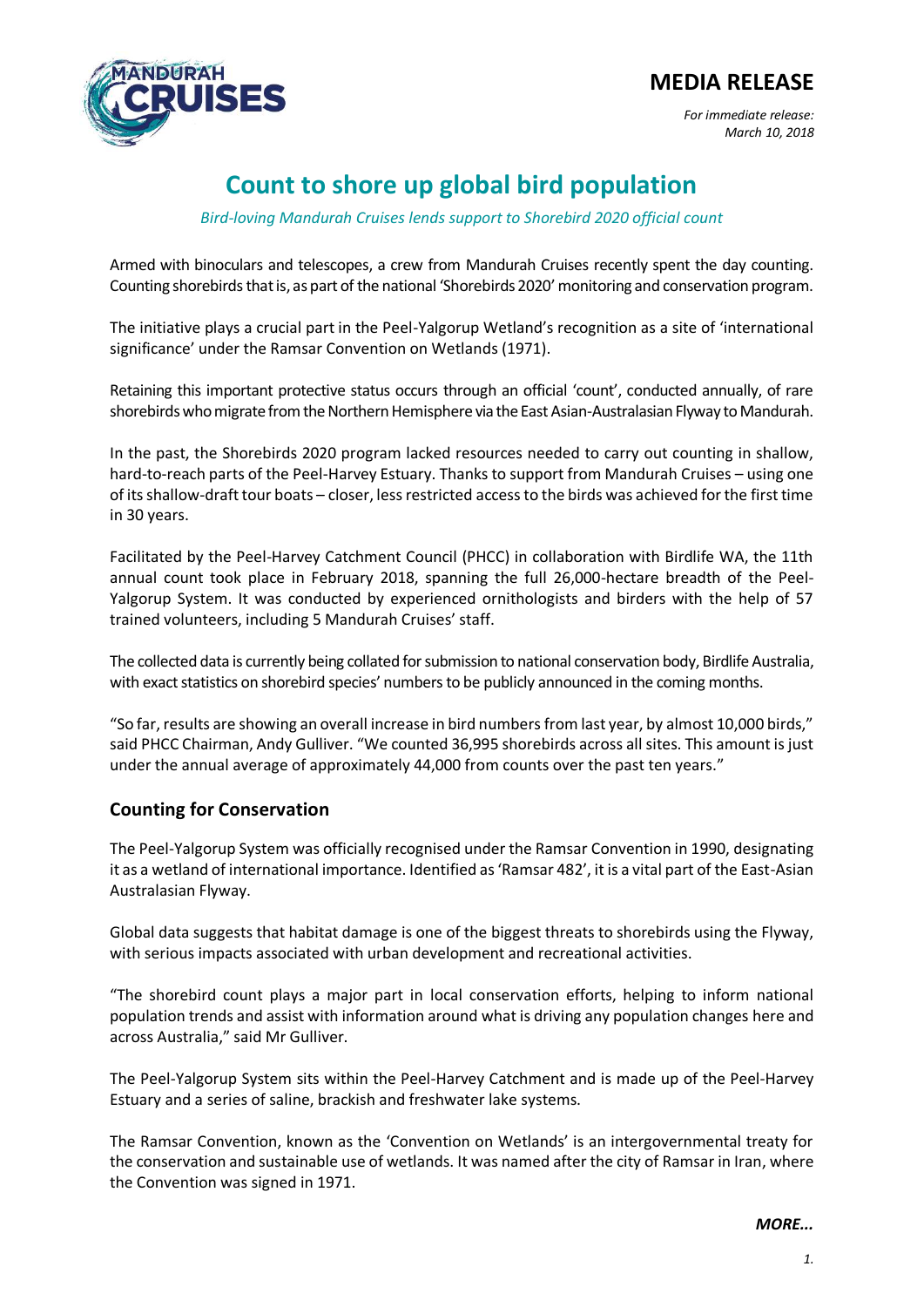# MEDIA RELEASE

*For immediate release:*
*March 10, 2018*

# Count to shore up global bird population

*Bird-loving Mandurah Cruises lends support to Shorebird 2020 official count*

Armed with binoculars and telescopes, a crew from Mandurah Cruises recently spent the day counting. Counting shorebirds that is, as part of the national 'Shorebirds 2020' monitoring and conservation program.

The initiative plays a crucial part in the Peel-Yalgorup Wetland's recognition as a site of 'international significance' under the Ramsar Convention on Wetlands (1971).

Retaining this important protective status occurs through an official 'count', conducted annually, of rare shorebirds who migrate from the Northern Hemisphere via the East Asian-Australasian Flyway to Mandurah.

In the past, the Shorebirds 2020 program lacked resources needed to carry out counting in shallow, hard-to-reach parts of the Peel-Harvey Estuary. Thanks to support from Mandurah Cruises – using one of its shallow-draft tour boats – closer, less restricted access to the birds was achieved for the first time in 30 years.

Facilitated by the Peel-Harvey Catchment Council (PHCC) in collaboration with Birdlife WA, the 11th annual count took place in February 2018, spanning the full 26,000-hectare breadth of the Peel-Yalgorup System. It was conducted by experienced ornithologists and birders with the help of 57 trained volunteers, including 5 Mandurah Cruises' staff.

The collected data is currently being collated for submission to national conservation body, Birdlife Australia, with exact statistics on shorebird species' numbers to be publicly announced in the coming months.

"So far, results are showing an overall increase in bird numbers from last year, by almost 10,000 birds," said PHCC Chairman, Andy Gulliver. "We counted 36,995 shorebirds across all sites. This amount is just under the annual average of approximately 44,000 from counts over the past ten years."

## Counting for Conservation

The Peel-Yalgorup System was officially recognised under the Ramsar Convention in 1990, designating it as a wetland of international importance. Identified as 'Ramsar 482', it is a vital part of the East-Asian Australasian Flyway.

Global data suggests that habitat damage is one of the biggest threats to shorebirds using the Flyway, with serious impacts associated with urban development and recreational activities.

"The shorebird count plays a major part in local conservation efforts, helping to inform national population trends and assist with information around what is driving any population changes here and across Australia," said Mr Gulliver.

The Peel-Yalgorup System sits within the Peel-Harvey Catchment and is made up of the Peel-Harvey Estuary and a series of saline, brackish and freshwater lake systems.

The Ramsar Convention, known as the 'Convention on Wetlands' is an intergovernmental treaty for the conservation and sustainable use of wetlands. It was named after the city of Ramsar in Iran, where the Convention was signed in 1971.

***MORE...***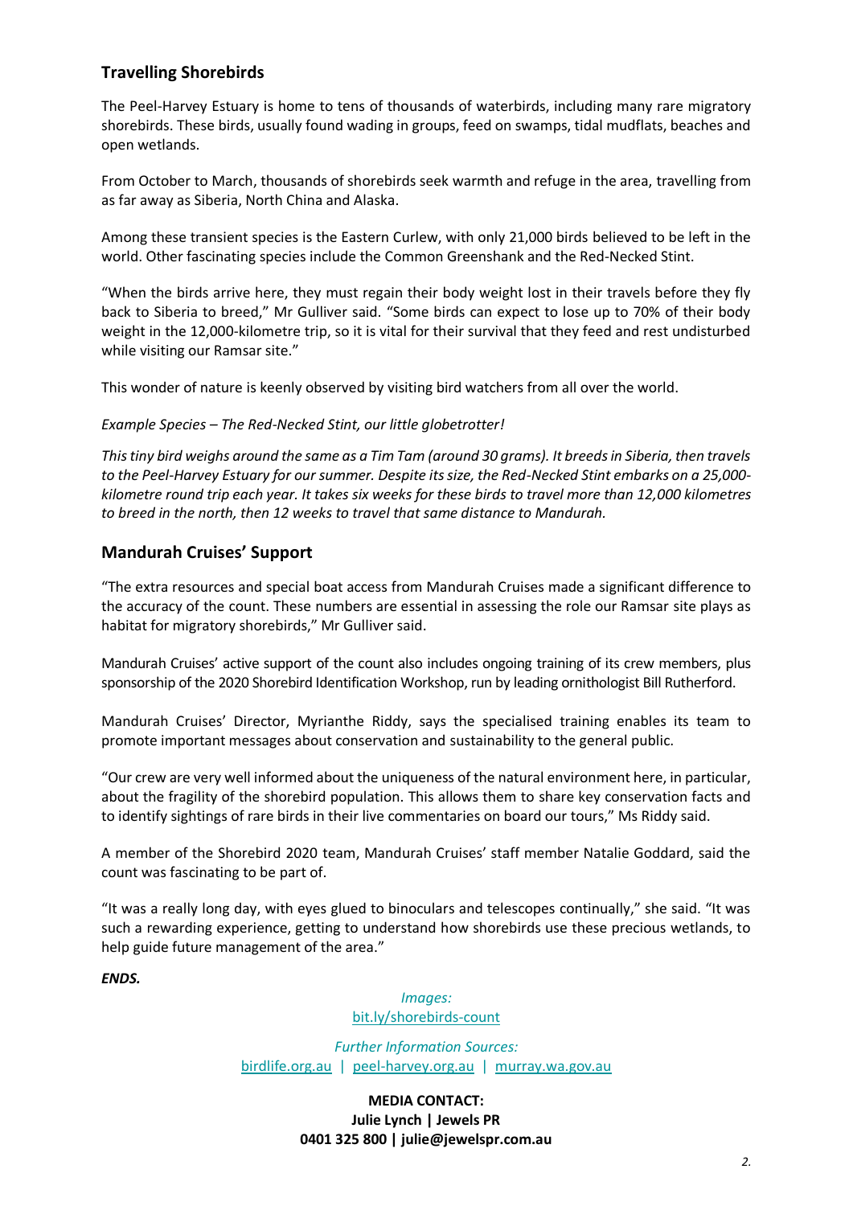## Travelling Shorebirds

The Peel-Harvey Estuary is home to tens of thousands of waterbirds, including many rare migratory shorebirds. These birds, usually found wading in groups, feed on swamps, tidal mudflats, beaches and open wetlands.

From October to March, thousands of shorebirds seek warmth and refuge in the area, travelling from as far away as Siberia, North China and Alaska.

Among these transient species is the Eastern Curlew, with only 21,000 birds believed to be left in the world. Other fascinating species include the Common Greenshank and the Red-Necked Stint.

"When the birds arrive here, they must regain their body weight lost in their travels before they fly back to Siberia to breed," Mr Gulliver said. "Some birds can expect to lose up to 70% of their body weight in the 12,000-kilometre trip, so it is vital for their survival that they feed and rest undisturbed while visiting our Ramsar site."

This wonder of nature is keenly observed by visiting bird watchers from all over the world.

*Example Species – The Red-Necked Stint, our little globetrotter!*

*This tiny bird weighs around the same as a Tim Tam (around 30 grams). It breeds in Siberia, then travels to the Peel-Harvey Estuary for our summer. Despite its size, the Red-Necked Stint embarks on a 25,000-kilometre round trip each year. It takes six weeks for these birds to travel more than 12,000 kilometres to breed in the north, then 12 weeks to travel that same distance to Mandurah.*

## Mandurah Cruises' Support

"The extra resources and special boat access from Mandurah Cruises made a significant difference to the accuracy of the count. These numbers are essential in assessing the role our Ramsar site plays as habitat for migratory shorebirds," Mr Gulliver said.

Mandurah Cruises' active support of the count also includes ongoing training of its crew members, plus sponsorship of the 2020 Shorebird Identification Workshop, run by leading ornithologist Bill Rutherford.

Mandurah Cruises' Director, Myrianthe Riddy, says the specialised training enables its team to promote important messages about conservation and sustainability to the general public.

"Our crew are very well informed about the uniqueness of the natural environment here, in particular, about the fragility of the shorebird population. This allows them to share key conservation facts and to identify sightings of rare birds in their live commentaries on board our tours," Ms Riddy said.

A member of the Shorebird 2020 team, Mandurah Cruises' staff member Natalie Goddard, said the count was fascinating to be part of.

"It was a really long day, with eyes glued to binoculars and telescopes continually," she said. "It was such a rewarding experience, getting to understand how shorebirds use these precious wetlands, to help guide future management of the area."

***ENDS.***

*Images:*
bit.ly/shorebirds-count

*Further Information Sources:*
birdlife.org.au | peel-harvey.org.au | murray.wa.gov.au

**MEDIA CONTACT:**
**Julie Lynch | Jewels PR**
**0401 325 800 | julie@jewelspr.com.au**